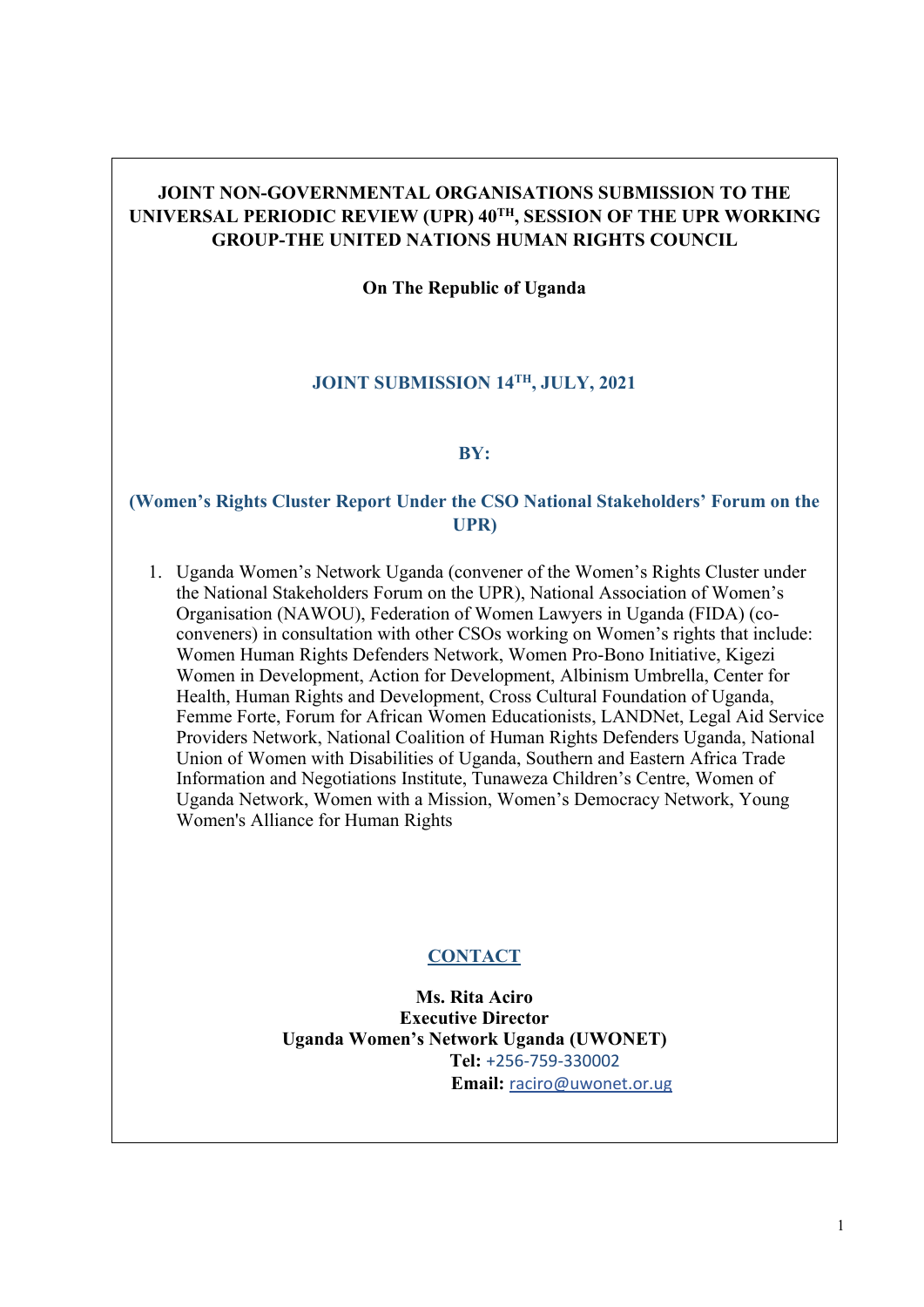**JOINT NON-GOVERNMENTAL ORGANISATIONS SUBMISSION TO THE UNIVERSAL PERIODIC REVIEW (UPR) 40TH, SESSION OF THE UPR WORKING GROUP-THE UNITED NATIONS HUMAN RIGHTS COUNCIL**

**On The Republic of Uganda**

**JOINT SUBMISSION 14TH, JULY, 2021**

**BY:**

**(Women's Rights Cluster Report Under the CSO National Stakeholders' Forum on the UPR)**

1. Uganda Women's Network Uganda (convener of the Women's Rights Cluster under the National Stakeholders Forum on the UPR), National Association of Women's Organisation (NAWOU), Federation of Women Lawyers in Uganda (FIDA) (co-conveners) in consultation with other CSOs working on Women's rights that include: Women Human Rights Defenders Network, Women Pro-Bono Initiative, Kigezi Women in Development, Action for Development, Albinism Umbrella, Center for Health, Human Rights and Development, Cross Cultural Foundation of Uganda, Femme Forte, Forum for African Women Educationists, LANDNet, Legal Aid Service Providers Network, National Coalition of Human Rights Defenders Uganda, National Union of Women with Disabilities of Uganda, Southern and Eastern Africa Trade Information and Negotiations Institute, Tunaweza Children's Centre, Women of Uganda Network, Women with a Mission, Women's Democracy Network, Young Women's Alliance for Human Rights

**CONTACT**

**Ms. Rita Aciro**
**Executive Director**
**Uganda Women's Network Uganda (UWONET)**
**Tel:** +256-759-330002
**Email:** raciro@uwonet.or.ug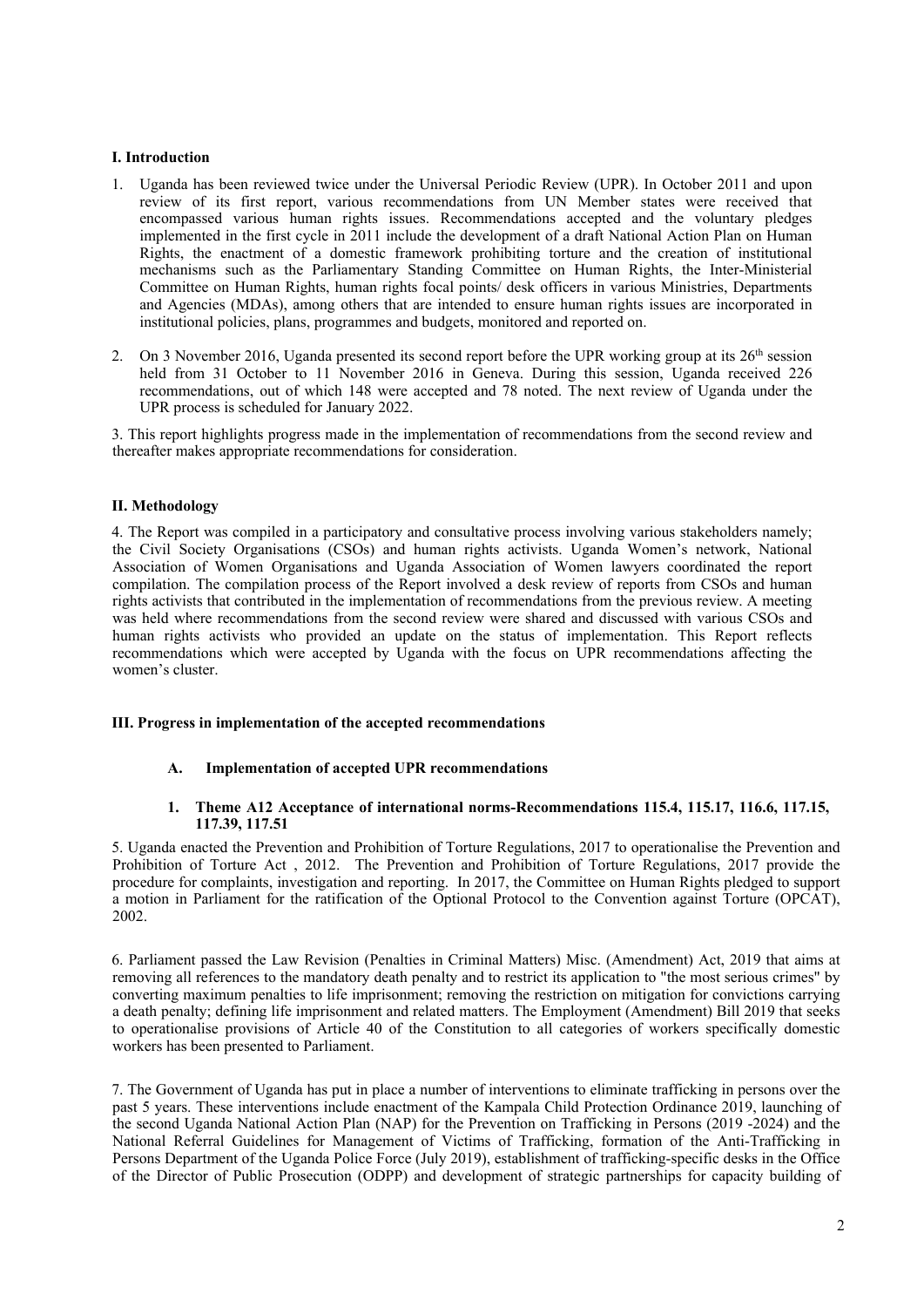## I. Introduction

1. Uganda has been reviewed twice under the Universal Periodic Review (UPR). In October 2011 and upon review of its first report, various recommendations from UN Member states were received that encompassed various human rights issues. Recommendations accepted and the voluntary pledges implemented in the first cycle in 2011 include the development of a draft National Action Plan on Human Rights, the enactment of a domestic framework prohibiting torture and the creation of institutional mechanisms such as the Parliamentary Standing Committee on Human Rights, the Inter-Ministerial Committee on Human Rights, human rights focal points/ desk officers in various Ministries, Departments and Agencies (MDAs), among others that are intended to ensure human rights issues are incorporated in institutional policies, plans, programmes and budgets, monitored and reported on.

2. On 3 November 2016, Uganda presented its second report before the UPR working group at its 26th session held from 31 October to 11 November 2016 in Geneva. During this session, Uganda received 226 recommendations, out of which 148 were accepted and 78 noted. The next review of Uganda under the UPR process is scheduled for January 2022.

3. This report highlights progress made in the implementation of recommendations from the second review and thereafter makes appropriate recommendations for consideration.

## II. Methodology

4. The Report was compiled in a participatory and consultative process involving various stakeholders namely; the Civil Society Organisations (CSOs) and human rights activists. Uganda Women's network, National Association of Women Organisations and Uganda Association of Women lawyers coordinated the report compilation. The compilation process of the Report involved a desk review of reports from CSOs and human rights activists that contributed in the implementation of recommendations from the previous review. A meeting was held where recommendations from the second review were shared and discussed with various CSOs and human rights activists who provided an update on the status of implementation. This Report reflects recommendations which were accepted by Uganda with the focus on UPR recommendations affecting the women's cluster.

## III. Progress in implementation of the accepted recommendations

### A. Implementation of accepted UPR recommendations

#### 1. Theme A12 Acceptance of international norms-Recommendations 115.4, 115.17, 116.6, 117.15, 117.39, 117.51

5. Uganda enacted the Prevention and Prohibition of Torture Regulations, 2017 to operationalise the Prevention and Prohibition of Torture Act , 2012. The Prevention and Prohibition of Torture Regulations, 2017 provide the procedure for complaints, investigation and reporting. In 2017, the Committee on Human Rights pledged to support a motion in Parliament for the ratification of the Optional Protocol to the Convention against Torture (OPCAT), 2002.

6. Parliament passed the Law Revision (Penalties in Criminal Matters) Misc. (Amendment) Act, 2019 that aims at removing all references to the mandatory death penalty and to restrict its application to "the most serious crimes" by converting maximum penalties to life imprisonment; removing the restriction on mitigation for convictions carrying a death penalty; defining life imprisonment and related matters. The Employment (Amendment) Bill 2019 that seeks to operationalise provisions of Article 40 of the Constitution to all categories of workers specifically domestic workers has been presented to Parliament.

7. The Government of Uganda has put in place a number of interventions to eliminate trafficking in persons over the past 5 years. These interventions include enactment of the Kampala Child Protection Ordinance 2019, launching of the second Uganda National Action Plan (NAP) for the Prevention on Trafficking in Persons (2019 -2024) and the National Referral Guidelines for Management of Victims of Trafficking, formation of the Anti-Trafficking in Persons Department of the Uganda Police Force (July 2019), establishment of trafficking-specific desks in the Office of the Director of Public Prosecution (ODPP) and development of strategic partnerships for capacity building of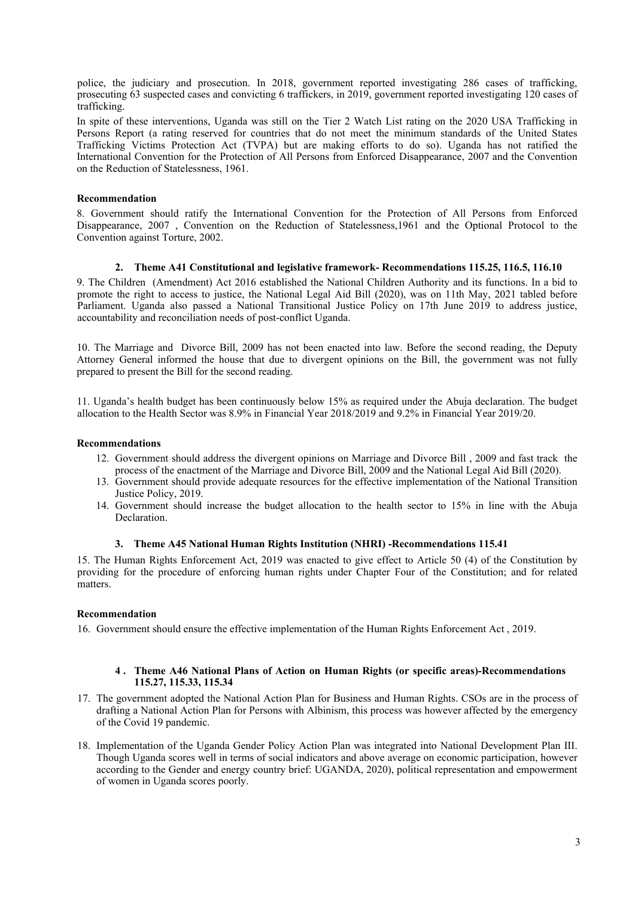police, the judiciary and prosecution. In 2018, government reported investigating 286 cases of trafficking, prosecuting 63 suspected cases and convicting 6 traffickers, in 2019, government reported investigating 120 cases of trafficking.

In spite of these interventions, Uganda was still on the Tier 2 Watch List rating on the 2020 USA Trafficking in Persons Report (a rating reserved for countries that do not meet the minimum standards of the United States Trafficking Victims Protection Act (TVPA) but are making efforts to do so). Uganda has not ratified the International Convention for the Protection of All Persons from Enforced Disappearance, 2007 and the Convention on the Reduction of Statelessness, 1961.

**Recommendation**

8. Government should ratify the International Convention for the Protection of All Persons from Enforced Disappearance, 2007 , Convention on the Reduction of Statelessness,1961 and the Optional Protocol to the Convention against Torture, 2002.

### 2. Theme A41 Constitutional and legislative framework- Recommendations 115.25, 116.5, 116.10

9. The Children (Amendment) Act 2016 established the National Children Authority and its functions. In a bid to promote the right to access to justice, the National Legal Aid Bill (2020), was on 11th May, 2021 tabled before Parliament. Uganda also passed a National Transitional Justice Policy on 17th June 2019 to address justice, accountability and reconciliation needs of post-conflict Uganda.

10. The Marriage and Divorce Bill, 2009 has not been enacted into law. Before the second reading, the Deputy Attorney General informed the house that due to divergent opinions on the Bill, the government was not fully prepared to present the Bill for the second reading.

11. Uganda's health budget has been continuously below 15% as required under the Abuja declaration. The budget allocation to the Health Sector was 8.9% in Financial Year 2018/2019 and 9.2% in Financial Year 2019/20.

**Recommendations**

12. Government should address the divergent opinions on Marriage and Divorce Bill , 2009 and fast track the process of the enactment of the Marriage and Divorce Bill, 2009 and the National Legal Aid Bill (2020).
13. Government should provide adequate resources for the effective implementation of the National Transition Justice Policy, 2019.
14. Government should increase the budget allocation to the health sector to 15% in line with the Abuja Declaration.

### 3. Theme A45 National Human Rights Institution (NHRI) -Recommendations 115.41

15. The Human Rights Enforcement Act, 2019 was enacted to give effect to Article 50 (4) of the Constitution by providing for the procedure of enforcing human rights under Chapter Four of the Constitution; and for related matters.

**Recommendation**

16. Government should ensure the effective implementation of the Human Rights Enforcement Act , 2019.

### 4 . Theme A46 National Plans of Action on Human Rights (or specific areas)-Recommendations 115.27, 115.33, 115.34

17. The government adopted the National Action Plan for Business and Human Rights. CSOs are in the process of drafting a National Action Plan for Persons with Albinism, this process was however affected by the emergency of the Covid 19 pandemic.
18. Implementation of the Uganda Gender Policy Action Plan was integrated into National Development Plan III. Though Uganda scores well in terms of social indicators and above average on economic participation, however according to the Gender and energy country brief: UGANDA, 2020), political representation and empowerment of women in Uganda scores poorly.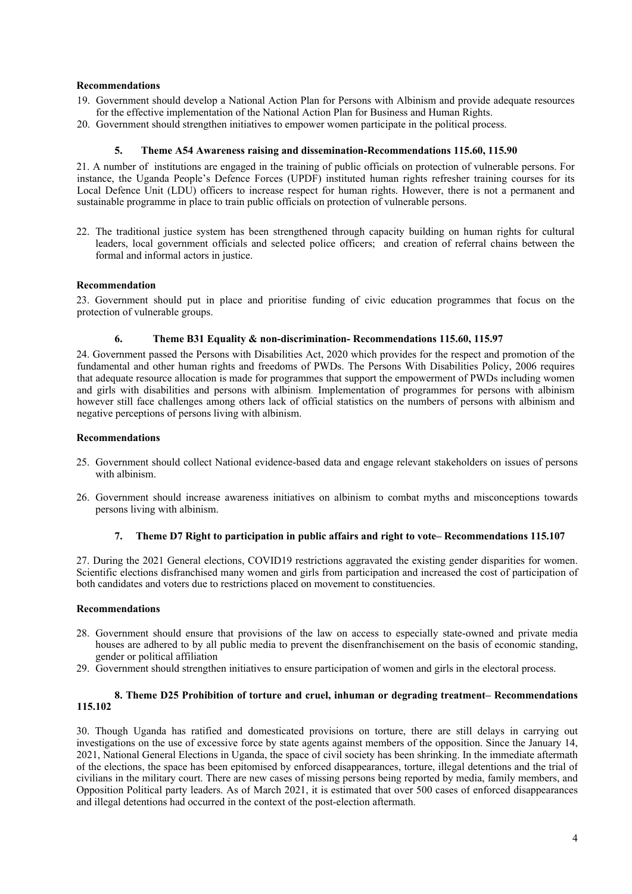**Recommendations**

19. Government should develop a National Action Plan for Persons with Albinism and provide adequate resources for the effective implementation of the National Action Plan for Business and Human Rights.
20. Government should strengthen initiatives to empower women participate in the political process.

### 5. Theme A54 Awareness raising and dissemination-Recommendations 115.60, 115.90

21. A number of institutions are engaged in the training of public officials on protection of vulnerable persons. For instance, the Uganda People's Defence Forces (UPDF) instituted human rights refresher training courses for its Local Defence Unit (LDU) officers to increase respect for human rights. However, there is not a permanent and sustainable programme in place to train public officials on protection of vulnerable persons.

22. The traditional justice system has been strengthened through capacity building on human rights for cultural leaders, local government officials and selected police officers; and creation of referral chains between the formal and informal actors in justice.

**Recommendation**

23. Government should put in place and prioritise funding of civic education programmes that focus on the protection of vulnerable groups.

### 6. Theme B31 Equality & non-discrimination- Recommendations 115.60, 115.97

24. Government passed the Persons with Disabilities Act, 2020 which provides for the respect and promotion of the fundamental and other human rights and freedoms of PWDs. The Persons With Disabilities Policy, 2006 requires that adequate resource allocation is made for programmes that support the empowerment of PWDs including women and girls with disabilities and persons with albinism. Implementation of programmes for persons with albinism however still face challenges among others lack of official statistics on the numbers of persons with albinism and negative perceptions of persons living with albinism.

**Recommendations**

25. Government should collect National evidence-based data and engage relevant stakeholders on issues of persons with albinism.

26. Government should increase awareness initiatives on albinism to combat myths and misconceptions towards persons living with albinism.

### 7. Theme D7 Right to participation in public affairs and right to vote– Recommendations 115.107

27. During the 2021 General elections, COVID19 restrictions aggravated the existing gender disparities for women. Scientific elections disfranchised many women and girls from participation and increased the cost of participation of both candidates and voters due to restrictions placed on movement to constituencies.

**Recommendations**

28. Government should ensure that provisions of the law on access to especially state-owned and private media houses are adhered to by all public media to prevent the disenfranchisement on the basis of economic standing, gender or political affiliation
29. Government should strengthen initiatives to ensure participation of women and girls in the electoral process.

### 8. Theme D25 Prohibition of torture and cruel, inhuman or degrading treatment– Recommendations 115.102

30. Though Uganda has ratified and domesticated provisions on torture, there are still delays in carrying out investigations on the use of excessive force by state agents against members of the opposition. Since the January 14, 2021, National General Elections in Uganda, the space of civil society has been shrinking. In the immediate aftermath of the elections, the space has been epitomised by enforced disappearances, torture, illegal detentions and the trial of civilians in the military court. There are new cases of missing persons being reported by media, family members, and Opposition Political party leaders. As of March 2021, it is estimated that over 500 cases of enforced disappearances and illegal detentions had occurred in the context of the post-election aftermath.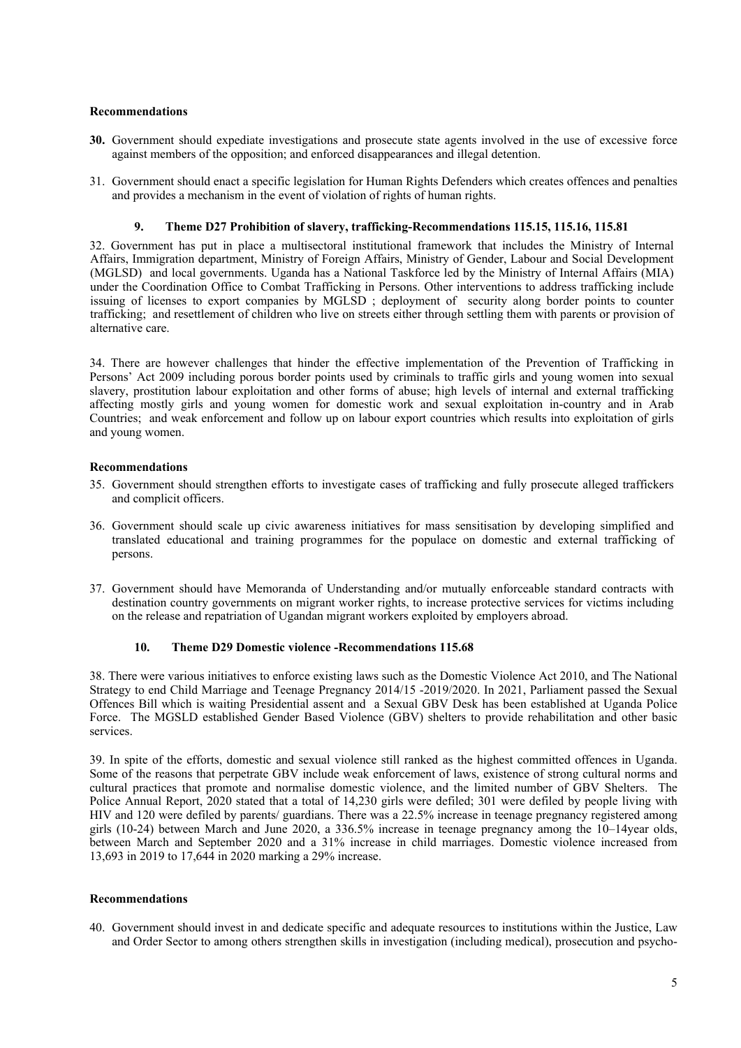**Recommendations**

**30.** Government should expediate investigations and prosecute state agents involved in the use of excessive force against members of the opposition; and enforced disappearances and illegal detention.

31. Government should enact a specific legislation for Human Rights Defenders which creates offences and penalties and provides a mechanism in the event of violation of rights of human rights.

### 9. Theme D27 Prohibition of slavery, trafficking-Recommendations 115.15, 115.16, 115.81

32. Government has put in place a multisectoral institutional framework that includes the Ministry of Internal Affairs, Immigration department, Ministry of Foreign Affairs, Ministry of Gender, Labour and Social Development (MGLSD) and local governments. Uganda has a National Taskforce led by the Ministry of Internal Affairs (MIA) under the Coordination Office to Combat Trafficking in Persons. Other interventions to address trafficking include issuing of licenses to export companies by MGLSD ; deployment of security along border points to counter trafficking; and resettlement of children who live on streets either through settling them with parents or provision of alternative care.

34. There are however challenges that hinder the effective implementation of the Prevention of Trafficking in Persons' Act 2009 including porous border points used by criminals to traffic girls and young women into sexual slavery, prostitution labour exploitation and other forms of abuse; high levels of internal and external trafficking affecting mostly girls and young women for domestic work and sexual exploitation in-country and in Arab Countries; and weak enforcement and follow up on labour export countries which results into exploitation of girls and young women.

**Recommendations**

35. Government should strengthen efforts to investigate cases of trafficking and fully prosecute alleged traffickers and complicit officers.

36. Government should scale up civic awareness initiatives for mass sensitisation by developing simplified and translated educational and training programmes for the populace on domestic and external trafficking of persons.

37. Government should have Memoranda of Understanding and/or mutually enforceable standard contracts with destination country governments on migrant worker rights, to increase protective services for victims including on the release and repatriation of Ugandan migrant workers exploited by employers abroad.

### 10. Theme D29 Domestic violence -Recommendations 115.68

38. There were various initiatives to enforce existing laws such as the Domestic Violence Act 2010, and The National Strategy to end Child Marriage and Teenage Pregnancy 2014/15 -2019/2020. In 2021, Parliament passed the Sexual Offences Bill which is waiting Presidential assent and a Sexual GBV Desk has been established at Uganda Police Force. The MGSLD established Gender Based Violence (GBV) shelters to provide rehabilitation and other basic services.

39. In spite of the efforts, domestic and sexual violence still ranked as the highest committed offences in Uganda. Some of the reasons that perpetrate GBV include weak enforcement of laws, existence of strong cultural norms and cultural practices that promote and normalise domestic violence, and the limited number of GBV Shelters. The Police Annual Report, 2020 stated that a total of 14,230 girls were defiled; 301 were defiled by people living with HIV and 120 were defiled by parents/ guardians. There was a 22.5% increase in teenage pregnancy registered among girls (10-24) between March and June 2020, a 336.5% increase in teenage pregnancy among the 10–14year olds, between March and September 2020 and a 31% increase in child marriages. Domestic violence increased from 13,693 in 2019 to 17,644 in 2020 marking a 29% increase.

**Recommendations**

40. Government should invest in and dedicate specific and adequate resources to institutions within the Justice, Law and Order Sector to among others strengthen skills in investigation (including medical), prosecution and psycho-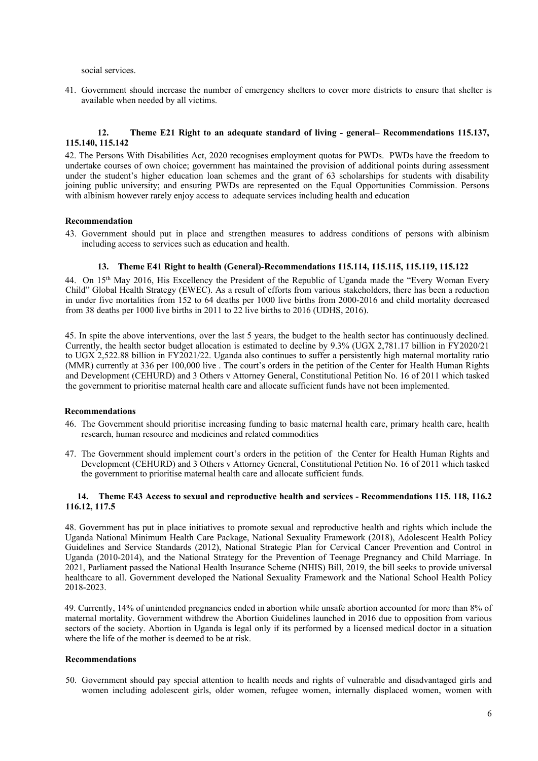social services.

41. Government should increase the number of emergency shelters to cover more districts to ensure that shelter is available when needed by all victims.

### 12. Theme E21 Right to an adequate standard of living - general– Recommendations 115.137, 115.140, 115.142

42. The Persons With Disabilities Act, 2020 recognises employment quotas for PWDs. PWDs have the freedom to undertake courses of own choice; government has maintained the provision of additional points during assessment under the student's higher education loan schemes and the grant of 63 scholarships for students with disability joining public university; and ensuring PWDs are represented on the Equal Opportunities Commission. Persons with albinism however rarely enjoy access to adequate services including health and education

**Recommendation**

43. Government should put in place and strengthen measures to address conditions of persons with albinism including access to services such as education and health.

### 13. Theme E41 Right to health (General)-Recommendations 115.114, 115.115, 115.119, 115.122

44. On 15th May 2016, His Excellency the President of the Republic of Uganda made the "Every Woman Every Child" Global Health Strategy (EWEC). As a result of efforts from various stakeholders, there has been a reduction in under five mortalities from 152 to 64 deaths per 1000 live births from 2000-2016 and child mortality decreased from 38 deaths per 1000 live births in 2011 to 22 live births to 2016 (UDHS, 2016).

45. In spite the above interventions, over the last 5 years, the budget to the health sector has continuously declined. Currently, the health sector budget allocation is estimated to decline by 9.3% (UGX 2,781.17 billion in FY2020/21 to UGX 2,522.88 billion in FY2021/22. Uganda also continues to suffer a persistently high maternal mortality ratio (MMR) currently at 336 per 100,000 live . The court's orders in the petition of the Center for Health Human Rights and Development (CEHURD) and 3 Others v Attorney General, Constitutional Petition No. 16 of 2011 which tasked the government to prioritise maternal health care and allocate sufficient funds have not been implemented.

**Recommendations**

46. The Government should prioritise increasing funding to basic maternal health care, primary health care, health research, human resource and medicines and related commodities

47. The Government should implement court's orders in the petition of the Center for Health Human Rights and Development (CEHURD) and 3 Others v Attorney General, Constitutional Petition No. 16 of 2011 which tasked the government to prioritise maternal health care and allocate sufficient funds.

### 14. Theme E43 Access to sexual and reproductive health and services - Recommendations 115. 118, 116.2 116.12, 117.5

48. Government has put in place initiatives to promote sexual and reproductive health and rights which include the Uganda National Minimum Health Care Package, National Sexuality Framework (2018), Adolescent Health Policy Guidelines and Service Standards (2012), National Strategic Plan for Cervical Cancer Prevention and Control in Uganda (2010-2014), and the National Strategy for the Prevention of Teenage Pregnancy and Child Marriage. In 2021, Parliament passed the National Health Insurance Scheme (NHIS) Bill, 2019, the bill seeks to provide universal healthcare to all. Government developed the National Sexuality Framework and the National School Health Policy 2018-2023.

49. Currently, 14% of unintended pregnancies ended in abortion while unsafe abortion accounted for more than 8% of maternal mortality. Government withdrew the Abortion Guidelines launched in 2016 due to opposition from various sectors of the society. Abortion in Uganda is legal only if its performed by a licensed medical doctor in a situation where the life of the mother is deemed to be at risk.

**Recommendations**

50. Government should pay special attention to health needs and rights of vulnerable and disadvantaged girls and women including adolescent girls, older women, refugee women, internally displaced women, women with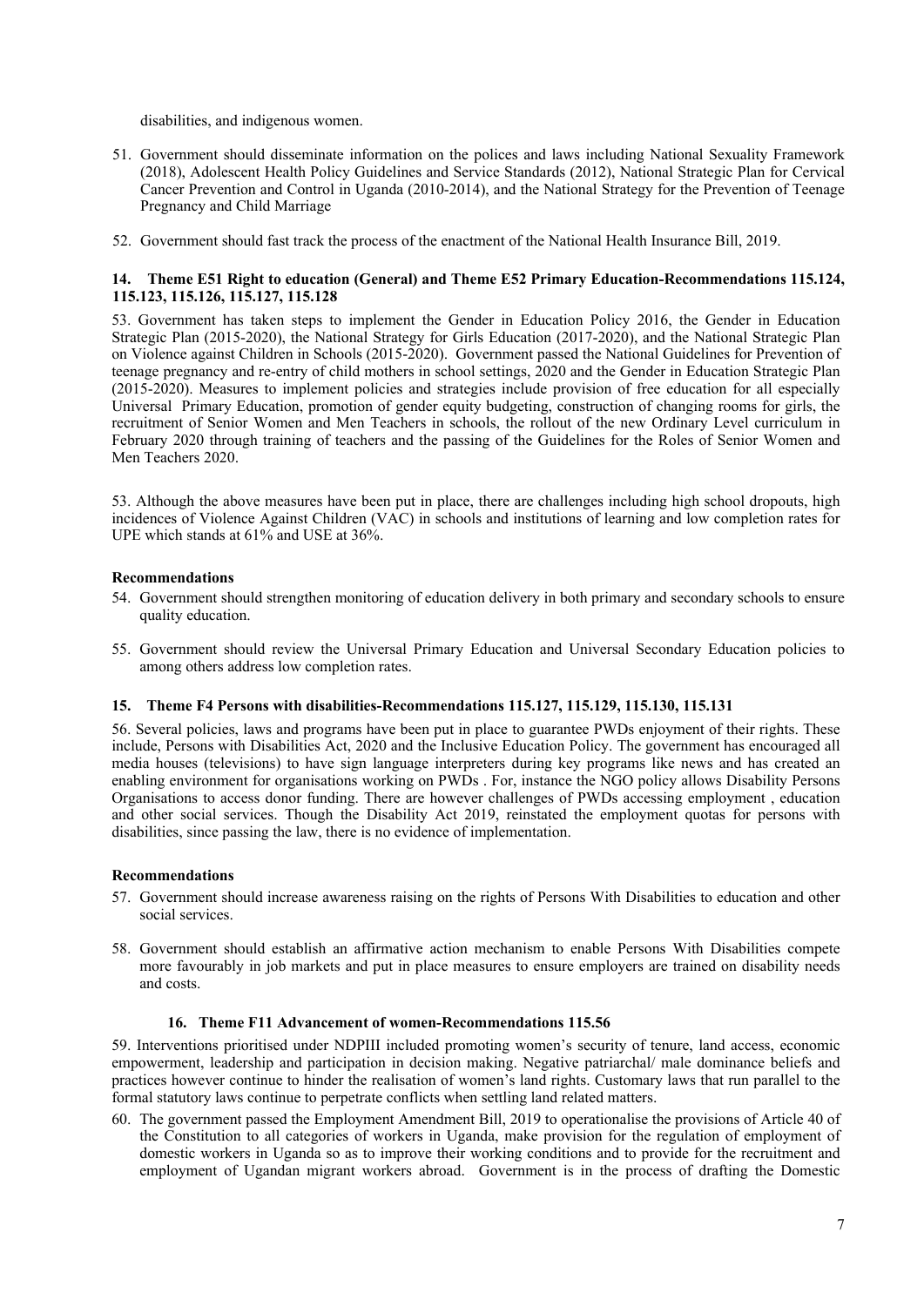disabilities, and indigenous women.

51. Government should disseminate information on the polices and laws including National Sexuality Framework (2018), Adolescent Health Policy Guidelines and Service Standards (2012), National Strategic Plan for Cervical Cancer Prevention and Control in Uganda (2010-2014), and the National Strategy for the Prevention of Teenage Pregnancy and Child Marriage

52. Government should fast track the process of the enactment of the National Health Insurance Bill, 2019.

### 14. Theme E51 Right to education (General) and Theme E52 Primary Education-Recommendations 115.124, 115.123, 115.126, 115.127, 115.128

53. Government has taken steps to implement the Gender in Education Policy 2016, the Gender in Education Strategic Plan (2015-2020), the National Strategy for Girls Education (2017-2020), and the National Strategic Plan on Violence against Children in Schools (2015-2020). Government passed the National Guidelines for Prevention of teenage pregnancy and re-entry of child mothers in school settings, 2020 and the Gender in Education Strategic Plan (2015-2020). Measures to implement policies and strategies include provision of free education for all especially Universal Primary Education, promotion of gender equity budgeting, construction of changing rooms for girls, the recruitment of Senior Women and Men Teachers in schools, the rollout of the new Ordinary Level curriculum in February 2020 through training of teachers and the passing of the Guidelines for the Roles of Senior Women and Men Teachers 2020.

53. Although the above measures have been put in place, there are challenges including high school dropouts, high incidences of Violence Against Children (VAC) in schools and institutions of learning and low completion rates for UPE which stands at 61% and USE at 36%.

**Recommendations**

54. Government should strengthen monitoring of education delivery in both primary and secondary schools to ensure quality education.

55. Government should review the Universal Primary Education and Universal Secondary Education policies to among others address low completion rates.

### 15. Theme F4 Persons with disabilities-Recommendations 115.127, 115.129, 115.130, 115.131

56. Several policies, laws and programs have been put in place to guarantee PWDs enjoyment of their rights. These include, Persons with Disabilities Act, 2020 and the Inclusive Education Policy. The government has encouraged all media houses (televisions) to have sign language interpreters during key programs like news and has created an enabling environment for organisations working on PWDs . For, instance the NGO policy allows Disability Persons Organisations to access donor funding. There are however challenges of PWDs accessing employment , education and other social services. Though the Disability Act 2019, reinstated the employment quotas for persons with disabilities, since passing the law, there is no evidence of implementation.

**Recommendations**

57. Government should increase awareness raising on the rights of Persons With Disabilities to education and other social services.

58. Government should establish an affirmative action mechanism to enable Persons With Disabilities compete more favourably in job markets and put in place measures to ensure employers are trained on disability needs and costs.

### 16. Theme F11 Advancement of women-Recommendations 115.56

59. Interventions prioritised under NDPIII included promoting women's security of tenure, land access, economic empowerment, leadership and participation in decision making. Negative patriarchal/ male dominance beliefs and practices however continue to hinder the realisation of women's land rights. Customary laws that run parallel to the formal statutory laws continue to perpetrate conflicts when settling land related matters.

60. The government passed the Employment Amendment Bill, 2019 to operationalise the provisions of Article 40 of the Constitution to all categories of workers in Uganda, make provision for the regulation of employment of domestic workers in Uganda so as to improve their working conditions and to provide for the recruitment and employment of Ugandan migrant workers abroad. Government is in the process of drafting the Domestic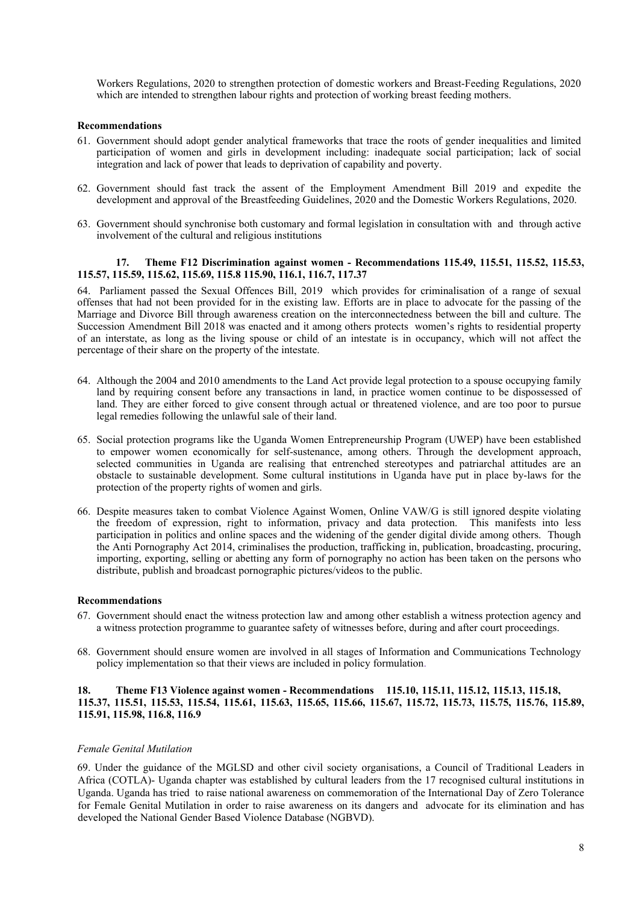Workers Regulations, 2020 to strengthen protection of domestic workers and Breast-Feeding Regulations, 2020 which are intended to strengthen labour rights and protection of working breast feeding mothers.

**Recommendations**

61. Government should adopt gender analytical frameworks that trace the roots of gender inequalities and limited participation of women and girls in development including: inadequate social participation; lack of social integration and lack of power that leads to deprivation of capability and poverty.

62. Government should fast track the assent of the Employment Amendment Bill 2019 and expedite the development and approval of the Breastfeeding Guidelines, 2020 and the Domestic Workers Regulations, 2020.

63. Government should synchronise both customary and formal legislation in consultation with and through active involvement of the cultural and religious institutions

### 17. Theme F12 Discrimination against women - Recommendations 115.49, 115.51, 115.52, 115.53, 115.57, 115.59, 115.62, 115.69, 115.8 115.90, 116.1, 116.7, 117.37

64. Parliament passed the Sexual Offences Bill, 2019 which provides for criminalisation of a range of sexual offenses that had not been provided for in the existing law. Efforts are in place to advocate for the passing of the Marriage and Divorce Bill through awareness creation on the interconnectedness between the bill and culture. The Succession Amendment Bill 2018 was enacted and it among others protects women's rights to residential property of an interstate, as long as the living spouse or child of an intestate is in occupancy, which will not affect the percentage of their share on the property of the intestate.

64. Although the 2004 and 2010 amendments to the Land Act provide legal protection to a spouse occupying family land by requiring consent before any transactions in land, in practice women continue to be dispossessed of land. They are either forced to give consent through actual or threatened violence, and are too poor to pursue legal remedies following the unlawful sale of their land.

65. Social protection programs like the Uganda Women Entrepreneurship Program (UWEP) have been established to empower women economically for self-sustenance, among others. Through the development approach, selected communities in Uganda are realising that entrenched stereotypes and patriarchal attitudes are an obstacle to sustainable development. Some cultural institutions in Uganda have put in place by-laws for the protection of the property rights of women and girls.

66. Despite measures taken to combat Violence Against Women, Online VAW/G is still ignored despite violating the freedom of expression, right to information, privacy and data protection. This manifests into less participation in politics and online spaces and the widening of the gender digital divide among others. Though the Anti Pornography Act 2014, criminalises the production, trafficking in, publication, broadcasting, procuring, importing, exporting, selling or abetting any form of pornography no action has been taken on the persons who distribute, publish and broadcast pornographic pictures/videos to the public.

**Recommendations**

67. Government should enact the witness protection law and among other establish a witness protection agency and a witness protection programme to guarantee safety of witnesses before, during and after court proceedings.

68. Government should ensure women are involved in all stages of Information and Communications Technology policy implementation so that their views are included in policy formulation.

### 18. Theme F13 Violence against women - Recommendations 115.10, 115.11, 115.12, 115.13, 115.18, 115.37, 115.51, 115.53, 115.54, 115.61, 115.63, 115.65, 115.66, 115.67, 115.72, 115.73, 115.75, 115.76, 115.89, 115.91, 115.98, 116.8, 116.9

*Female Genital Mutilation*

69. Under the guidance of the MGLSD and other civil society organisations, a Council of Traditional Leaders in Africa (COTLA)- Uganda chapter was established by cultural leaders from the 17 recognised cultural institutions in Uganda. Uganda has tried to raise national awareness on commemoration of the International Day of Zero Tolerance for Female Genital Mutilation in order to raise awareness on its dangers and advocate for its elimination and has developed the National Gender Based Violence Database (NGBVD).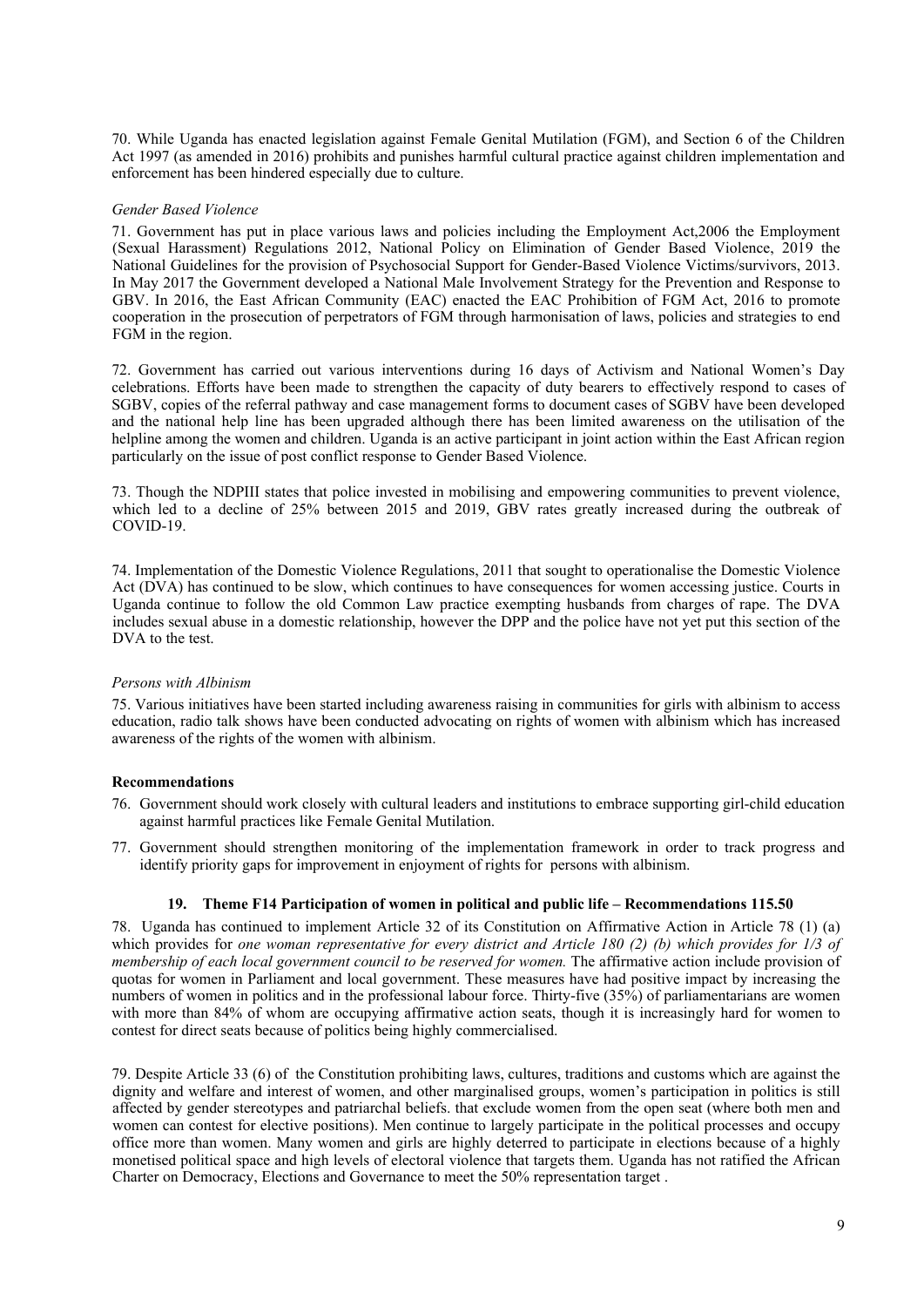70. While Uganda has enacted legislation against Female Genital Mutilation (FGM), and Section 6 of the Children Act 1997 (as amended in 2016) prohibits and punishes harmful cultural practice against children implementation and enforcement has been hindered especially due to culture.

*Gender Based Violence*

71. Government has put in place various laws and policies including the Employment Act,2006 the Employment (Sexual Harassment) Regulations 2012, National Policy on Elimination of Gender Based Violence, 2019 the National Guidelines for the provision of Psychosocial Support for Gender-Based Violence Victims/survivors, 2013. In May 2017 the Government developed a National Male Involvement Strategy for the Prevention and Response to GBV. In 2016, the East African Community (EAC) enacted the EAC Prohibition of FGM Act, 2016 to promote cooperation in the prosecution of perpetrators of FGM through harmonisation of laws, policies and strategies to end FGM in the region.

72. Government has carried out various interventions during 16 days of Activism and National Women's Day celebrations. Efforts have been made to strengthen the capacity of duty bearers to effectively respond to cases of SGBV, copies of the referral pathway and case management forms to document cases of SGBV have been developed and the national help line has been upgraded although there has been limited awareness on the utilisation of the helpline among the women and children. Uganda is an active participant in joint action within the East African region particularly on the issue of post conflict response to Gender Based Violence.

73. Though the NDPIII states that police invested in mobilising and empowering communities to prevent violence, which led to a decline of 25% between 2015 and 2019, GBV rates greatly increased during the outbreak of COVID-19.

74. Implementation of the Domestic Violence Regulations, 2011 that sought to operationalise the Domestic Violence Act (DVA) has continued to be slow, which continues to have consequences for women accessing justice. Courts in Uganda continue to follow the old Common Law practice exempting husbands from charges of rape. The DVA includes sexual abuse in a domestic relationship, however the DPP and the police have not yet put this section of the DVA to the test.

*Persons with Albinism*

75. Various initiatives have been started including awareness raising in communities for girls with albinism to access education, radio talk shows have been conducted advocating on rights of women with albinism which has increased awareness of the rights of the women with albinism.

**Recommendations**

76. Government should work closely with cultural leaders and institutions to embrace supporting girl-child education against harmful practices like Female Genital Mutilation.

77. Government should strengthen monitoring of the implementation framework in order to track progress and identify priority gaps for improvement in enjoyment of rights for persons with albinism.

### 19. Theme F14 Participation of women in political and public life – Recommendations 115.50

78. Uganda has continued to implement Article 32 of its Constitution on Affirmative Action in Article 78 (1) (a) which provides for *one woman representative for every district and Article 180 (2) (b) which provides for 1/3 of membership of each local government council to be reserved for women.* The affirmative action include provision of quotas for women in Parliament and local government. These measures have had positive impact by increasing the numbers of women in politics and in the professional labour force. Thirty-five (35%) of parliamentarians are women with more than 84% of whom are occupying affirmative action seats, though it is increasingly hard for women to contest for direct seats because of politics being highly commercialised.

79. Despite Article 33 (6) of the Constitution prohibiting laws, cultures, traditions and customs which are against the dignity and welfare and interest of women, and other marginalised groups, women's participation in politics is still affected by gender stereotypes and patriarchal beliefs. that exclude women from the open seat (where both men and women can contest for elective positions). Men continue to largely participate in the political processes and occupy office more than women. Many women and girls are highly deterred to participate in elections because of a highly monetised political space and high levels of electoral violence that targets them. Uganda has not ratified the African Charter on Democracy, Elections and Governance to meet the 50% representation target .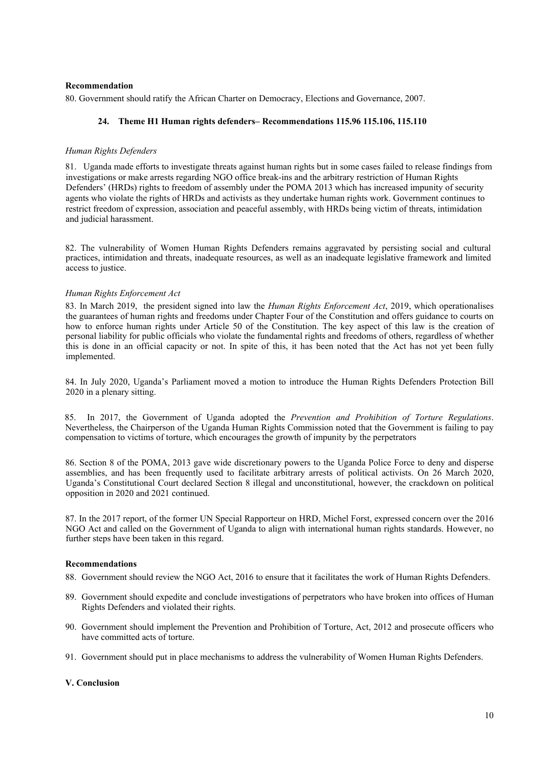**Recommendation**

80. Government should ratify the African Charter on Democracy, Elections and Governance, 2007.

### 24. Theme H1 Human rights defenders– Recommendations 115.96 115.106, 115.110

*Human Rights Defenders*

81. Uganda made efforts to investigate threats against human rights but in some cases failed to release findings from investigations or make arrests regarding NGO office break-ins and the arbitrary restriction of Human Rights Defenders' (HRDs) rights to freedom of assembly under the POMA 2013 which has increased impunity of security agents who violate the rights of HRDs and activists as they undertake human rights work. Government continues to restrict freedom of expression, association and peaceful assembly, with HRDs being victim of threats, intimidation and judicial harassment.

82. The vulnerability of Women Human Rights Defenders remains aggravated by persisting social and cultural practices, intimidation and threats, inadequate resources, as well as an inadequate legislative framework and limited access to justice.

*Human Rights Enforcement Act*

83. In March 2019, the president signed into law the *Human Rights Enforcement Act*, 2019, which operationalises the guarantees of human rights and freedoms under Chapter Four of the Constitution and offers guidance to courts on how to enforce human rights under Article 50 of the Constitution. The key aspect of this law is the creation of personal liability for public officials who violate the fundamental rights and freedoms of others, regardless of whether this is done in an official capacity or not. In spite of this, it has been noted that the Act has not yet been fully implemented.

84. In July 2020, Uganda's Parliament moved a motion to introduce the Human Rights Defenders Protection Bill 2020 in a plenary sitting.

85. In 2017, the Government of Uganda adopted the *Prevention and Prohibition of Torture Regulations*. Nevertheless, the Chairperson of the Uganda Human Rights Commission noted that the Government is failing to pay compensation to victims of torture, which encourages the growth of impunity by the perpetrators

86. Section 8 of the POMA, 2013 gave wide discretionary powers to the Uganda Police Force to deny and disperse assemblies, and has been frequently used to facilitate arbitrary arrests of political activists. On 26 March 2020, Uganda's Constitutional Court declared Section 8 illegal and unconstitutional, however, the crackdown on political opposition in 2020 and 2021 continued.

87. In the 2017 report, of the former UN Special Rapporteur on HRD, Michel Forst, expressed concern over the 2016 NGO Act and called on the Government of Uganda to align with international human rights standards. However, no further steps have been taken in this regard.

**Recommendations**

88. Government should review the NGO Act, 2016 to ensure that it facilitates the work of Human Rights Defenders.

89. Government should expedite and conclude investigations of perpetrators who have broken into offices of Human Rights Defenders and violated their rights.

90. Government should implement the Prevention and Prohibition of Torture, Act, 2012 and prosecute officers who have committed acts of torture.

91. Government should put in place mechanisms to address the vulnerability of Women Human Rights Defenders.

## V. Conclusion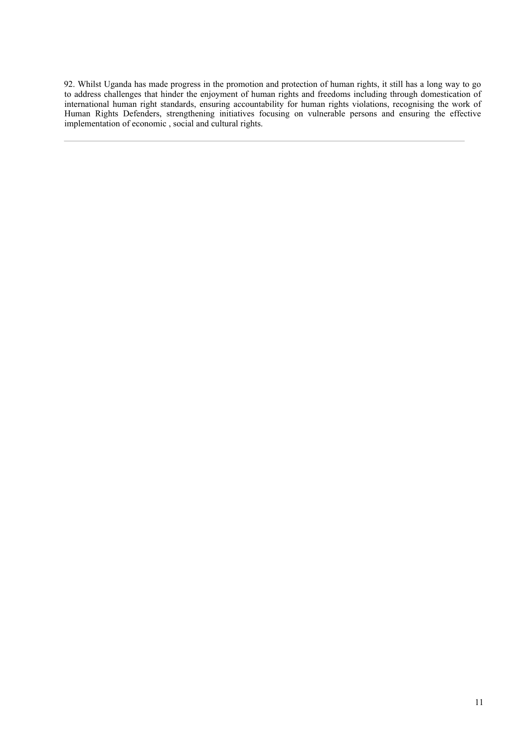92. Whilst Uganda has made progress in the promotion and protection of human rights, it still has a long way to go to address challenges that hinder the enjoyment of human rights and freedoms including through domestication of international human right standards, ensuring accountability for human rights violations, recognising the work of Human Rights Defenders, strengthening initiatives focusing on vulnerable persons and ensuring the effective implementation of economic , social and cultural rights.

---